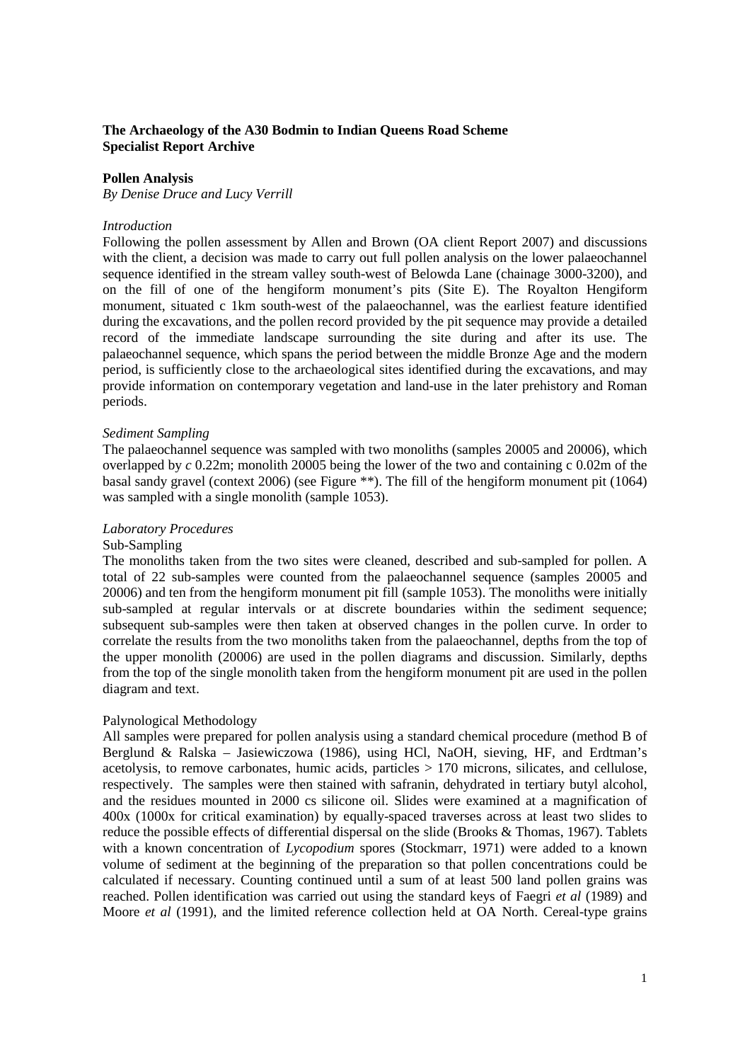**The Archaeology of the A30 Bodmin to Indian Queens Road Scheme**
**Specialist Report Archive**

**Pollen Analysis**
*By Denise Druce and Lucy Verrill*

*Introduction*
Following the pollen assessment by Allen and Brown (OA client Report 2007) and discussions with the client, a decision was made to carry out full pollen analysis on the lower palaeochannel sequence identified in the stream valley south-west of Belowda Lane (chainage 3000-3200), and on the fill of one of the hengiform monument's pits (Site E). The Royalton Hengiform monument, situated c 1km south-west of the palaeochannel, was the earliest feature identified during the excavations, and the pollen record provided by the pit sequence may provide a detailed record of the immediate landscape surrounding the site during and after its use. The palaeochannel sequence, which spans the period between the middle Bronze Age and the modern period, is sufficiently close to the archaeological sites identified during the excavations, and may provide information on contemporary vegetation and land-use in the later prehistory and Roman periods.

*Sediment Sampling*
The palaeochannel sequence was sampled with two monoliths (samples 20005 and 20006), which overlapped by *c* 0.22m; monolith 20005 being the lower of the two and containing c 0.02m of the basal sandy gravel (context 2006) (see Figure **). The fill of the hengiform monument pit (1064) was sampled with a single monolith (sample 1053).

*Laboratory Procedures*
Sub-Sampling
The monoliths taken from the two sites were cleaned, described and sub-sampled for pollen. A total of 22 sub-samples were counted from the palaeochannel sequence (samples 20005 and 20006) and ten from the hengiform monument pit fill (sample 1053). The monoliths were initially sub-sampled at regular intervals or at discrete boundaries within the sediment sequence; subsequent sub-samples were then taken at observed changes in the pollen curve. In order to correlate the results from the two monoliths taken from the palaeochannel, depths from the top of the upper monolith (20006) are used in the pollen diagrams and discussion. Similarly, depths from the top of the single monolith taken from the hengiform monument pit are used in the pollen diagram and text.

Palynological Methodology
All samples were prepared for pollen analysis using a standard chemical procedure (method B of Berglund & Ralska – Jasiewiczowa (1986), using HCl, NaOH, sieving, HF, and Erdtman's acetolysis, to remove carbonates, humic acids, particles > 170 microns, silicates, and cellulose, respectively. The samples were then stained with safranin, dehydrated in tertiary butyl alcohol, and the residues mounted in 2000 cs silicone oil. Slides were examined at a magnification of 400x (1000x for critical examination) by equally-spaced traverses across at least two slides to reduce the possible effects of differential dispersal on the slide (Brooks & Thomas, 1967). Tablets with a known concentration of *Lycopodium* spores (Stockmarr, 1971) were added to a known volume of sediment at the beginning of the preparation so that pollen concentrations could be calculated if necessary. Counting continued until a sum of at least 500 land pollen grains was reached. Pollen identification was carried out using the standard keys of Faegri *et al* (1989) and Moore *et al* (1991), and the limited reference collection held at OA North. Cereal-type grains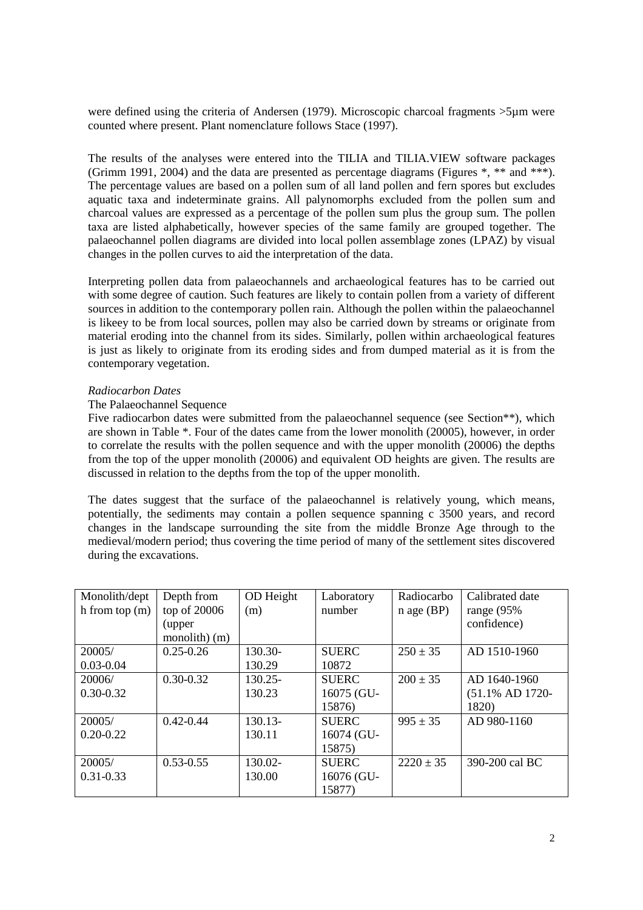were defined using the criteria of Andersen (1979). Microscopic charcoal fragments >5µm were counted where present. Plant nomenclature follows Stace (1997).

The results of the analyses were entered into the TILIA and TILIA.VIEW software packages (Grimm 1991, 2004) and the data are presented as percentage diagrams (Figures *, ** and ***). The percentage values are based on a pollen sum of all land pollen and fern spores but excludes aquatic taxa and indeterminate grains. All palynomorphs excluded from the pollen sum and charcoal values are expressed as a percentage of the pollen sum plus the group sum. The pollen taxa are listed alphabetically, however species of the same family are grouped together. The palaeochannel pollen diagrams are divided into local pollen assemblage zones (LPAZ) by visual changes in the pollen curves to aid the interpretation of the data.

Interpreting pollen data from palaeochannels and archaeological features has to be carried out with some degree of caution. Such features are likely to contain pollen from a variety of different sources in addition to the contemporary pollen rain. Although the pollen within the palaeochannel is likeey to be from local sources, pollen may also be carried down by streams or originate from material eroding into the channel from its sides. Similarly, pollen within archaeological features is just as likely to originate from its eroding sides and from dumped material as it is from the contemporary vegetation.

*Radiocarbon Dates*

The Palaeochannel Sequence

Five radiocarbon dates were submitted from the palaeochannel sequence (see Section**), which are shown in Table *. Four of the dates came from the lower monolith (20005), however, in order to correlate the results with the pollen sequence and with the upper monolith (20006) the depths from the top of the upper monolith (20006) and equivalent OD heights are given. The results are discussed in relation to the depths from the top of the upper monolith.

The dates suggest that the surface of the palaeochannel is relatively young, which means, potentially, the sediments may contain a pollen sequence spanning c 3500 years, and record changes in the landscape surrounding the site from the middle Bronze Age through to the medieval/modern period; thus covering the time period of many of the settlement sites discovered during the excavations.

| Monolith/depth from top (m) | Depth from top of 20006 (upper monolith) (m) | OD Height (m) | Laboratory number | Radiocarbon age (BP) | Calibrated date range (95% confidence) |
|---|---|---|---|---|---|
| 20005/ 0.03-0.04 | 0.25-0.26 | 130.30-130.29 | SUERC 10872 | 250 ± 35 | AD 1510-1960 |
| 20006/ 0.30-0.32 | 0.30-0.32 | 130.25-130.23 | SUERC 16075 (GU-15876) | 200 ± 35 | AD 1640-1960 (51.1% AD 1720-1820) |
| 20005/ 0.20-0.22 | 0.42-0.44 | 130.13-130.11 | SUERC 16074 (GU-15875) | 995 ± 35 | AD 980-1160 |
| 20005/ 0.31-0.33 | 0.53-0.55 | 130.02-130.00 | SUERC 16076 (GU-15877) | 2220 ± 35 | 390-200 cal BC |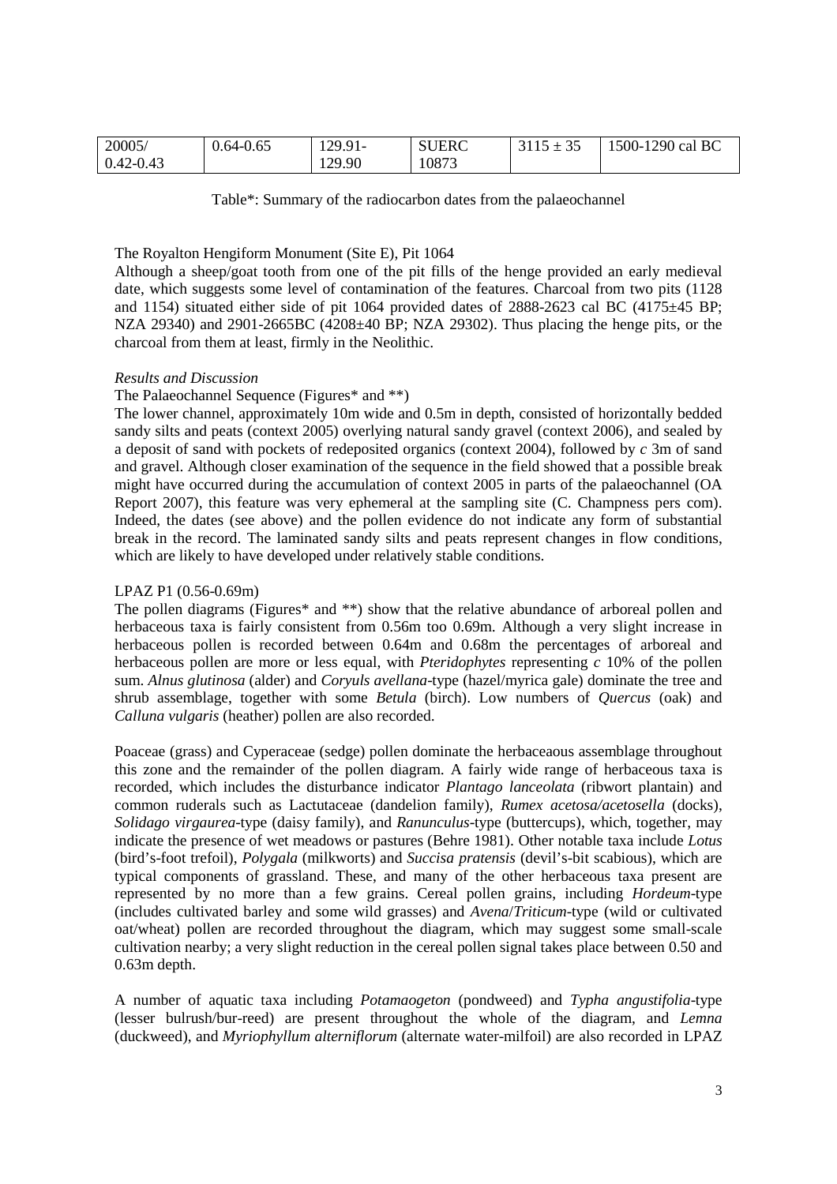| 20005/ 0.42-0.43 | 0.64-0.65 | 129.91-129.90 | SUERC 10873 | 3115 ± 35 | 1500-1290 cal BC |
|---|---|---|---|---|---|

Table*: Summary of the radiocarbon dates from the palaeochannel

The Royalton Hengiform Monument (Site E), Pit 1064

Although a sheep/goat tooth from one of the pit fills of the henge provided an early medieval date, which suggests some level of contamination of the features. Charcoal from two pits (1128 and 1154) situated either side of pit 1064 provided dates of 2888-2623 cal BC (4175±45 BP; NZA 29340) and 2901-2665BC (4208±40 BP; NZA 29302). Thus placing the henge pits, or the charcoal from them at least, firmly in the Neolithic.

*Results and Discussion*

The Palaeochannel Sequence (Figures* and **)

The lower channel, approximately 10m wide and 0.5m in depth, consisted of horizontally bedded sandy silts and peats (context 2005) overlying natural sandy gravel (context 2006), and sealed by a deposit of sand with pockets of redeposited organics (context 2004), followed by *c* 3m of sand and gravel. Although closer examination of the sequence in the field showed that a possible break might have occurred during the accumulation of context 2005 in parts of the palaeochannel (OA Report 2007), this feature was very ephemeral at the sampling site (C. Champness pers com). Indeed, the dates (see above) and the pollen evidence do not indicate any form of substantial break in the record. The laminated sandy silts and peats represent changes in flow conditions, which are likely to have developed under relatively stable conditions.

LPAZ P1 (0.56-0.69m)

The pollen diagrams (Figures* and **) show that the relative abundance of arboreal pollen and herbaceous taxa is fairly consistent from 0.56m too 0.69m. Although a very slight increase in herbaceous pollen is recorded between 0.64m and 0.68m the percentages of arboreal and herbaceous pollen are more or less equal, with *Pteridophytes* representing *c* 10% of the pollen sum. *Alnus glutinosa* (alder) and *Coryuls avellana*-type (hazel/myrica gale) dominate the tree and shrub assemblage, together with some *Betula* (birch). Low numbers of *Quercus* (oak) and *Calluna vulgaris* (heather) pollen are also recorded.

Poaceae (grass) and Cyperaceae (sedge) pollen dominate the herbaceaous assemblage throughout this zone and the remainder of the pollen diagram. A fairly wide range of herbaceous taxa is recorded, which includes the disturbance indicator *Plantago lanceolata* (ribwort plantain) and common ruderals such as Lactutaceae (dandelion family), *Rumex acetosa/acetosella* (docks), *Solidago virgaurea*-type (daisy family), and *Ranunculus*-type (buttercups), which, together, may indicate the presence of wet meadows or pastures (Behre 1981). Other notable taxa include *Lotus* (bird's-foot trefoil), *Polygala* (milkworts) and *Succisa pratensis* (devil's-bit scabious), which are typical components of grassland. These, and many of the other herbaceous taxa present are represented by no more than a few grains. Cereal pollen grains, including *Hordeum*-type (includes cultivated barley and some wild grasses) and *Avena*/*Triticum*-type (wild or cultivated oat/wheat) pollen are recorded throughout the diagram, which may suggest some small-scale cultivation nearby; a very slight reduction in the cereal pollen signal takes place between 0.50 and 0.63m depth.

A number of aquatic taxa including *Potamaogeton* (pondweed) and *Typha angustifolia*-type (lesser bulrush/bur-reed) are present throughout the whole of the diagram, and *Lemna* (duckweed), and *Myriophyllum alterniflorum* (alternate water-milfoil) are also recorded in LPAZ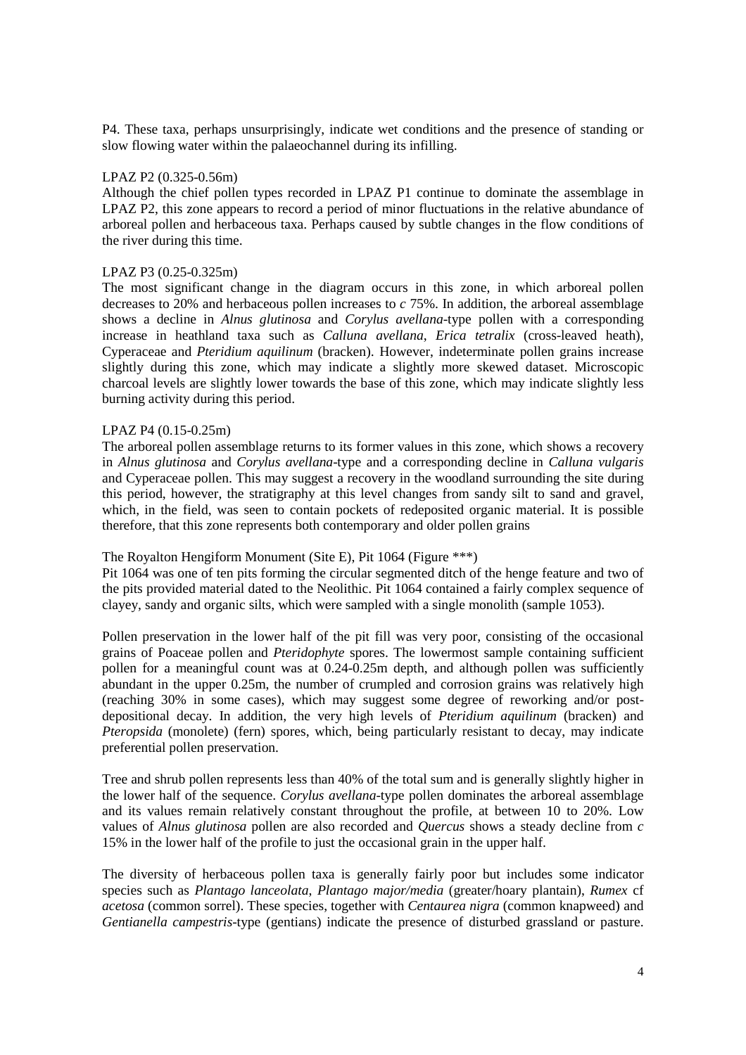P4. These taxa, perhaps unsurprisingly, indicate wet conditions and the presence of standing or slow flowing water within the palaeochannel during its infilling.

LPAZ P2 (0.325-0.56m)

Although the chief pollen types recorded in LPAZ P1 continue to dominate the assemblage in LPAZ P2, this zone appears to record a period of minor fluctuations in the relative abundance of arboreal pollen and herbaceous taxa. Perhaps caused by subtle changes in the flow conditions of the river during this time.

LPAZ P3 (0.25-0.325m)

The most significant change in the diagram occurs in this zone, in which arboreal pollen decreases to 20% and herbaceous pollen increases to *c* 75%. In addition, the arboreal assemblage shows a decline in *Alnus glutinosa* and *Corylus avellana*-type pollen with a corresponding increase in heathland taxa such as *Calluna avellana*, *Erica tetralix* (cross-leaved heath), Cyperaceae and *Pteridium aquilinum* (bracken). However, indeterminate pollen grains increase slightly during this zone, which may indicate a slightly more skewed dataset. Microscopic charcoal levels are slightly lower towards the base of this zone, which may indicate slightly less burning activity during this period.

LPAZ P4 (0.15-0.25m)

The arboreal pollen assemblage returns to its former values in this zone, which shows a recovery in *Alnus glutinosa* and *Corylus avellana*-type and a corresponding decline in *Calluna vulgaris* and Cyperaceae pollen. This may suggest a recovery in the woodland surrounding the site during this period, however, the stratigraphy at this level changes from sandy silt to sand and gravel, which, in the field, was seen to contain pockets of redeposited organic material. It is possible therefore, that this zone represents both contemporary and older pollen grains

The Royalton Hengiform Monument (Site E), Pit 1064 (Figure ***)

Pit 1064 was one of ten pits forming the circular segmented ditch of the henge feature and two of the pits provided material dated to the Neolithic. Pit 1064 contained a fairly complex sequence of clayey, sandy and organic silts, which were sampled with a single monolith (sample 1053).

Pollen preservation in the lower half of the pit fill was very poor, consisting of the occasional grains of Poaceae pollen and *Pteridophyte* spores. The lowermost sample containing sufficient pollen for a meaningful count was at 0.24-0.25m depth, and although pollen was sufficiently abundant in the upper 0.25m, the number of crumpled and corrosion grains was relatively high (reaching 30% in some cases), which may suggest some degree of reworking and/or post-depositional decay. In addition, the very high levels of *Pteridium aquilinum* (bracken) and *Pteropsida* (monolete) (fern) spores, which, being particularly resistant to decay, may indicate preferential pollen preservation.

Tree and shrub pollen represents less than 40% of the total sum and is generally slightly higher in the lower half of the sequence. *Corylus avellana*-type pollen dominates the arboreal assemblage and its values remain relatively constant throughout the profile, at between 10 to 20%. Low values of *Alnus glutinosa* pollen are also recorded and *Quercus* shows a steady decline from *c* 15% in the lower half of the profile to just the occasional grain in the upper half.

The diversity of herbaceous pollen taxa is generally fairly poor but includes some indicator species such as *Plantago lanceolata*, *Plantago major/media* (greater/hoary plantain), *Rumex* cf *acetosa* (common sorrel). These species, together with *Centaurea nigra* (common knapweed) and *Gentianella campestris*-type (gentians) indicate the presence of disturbed grassland or pasture.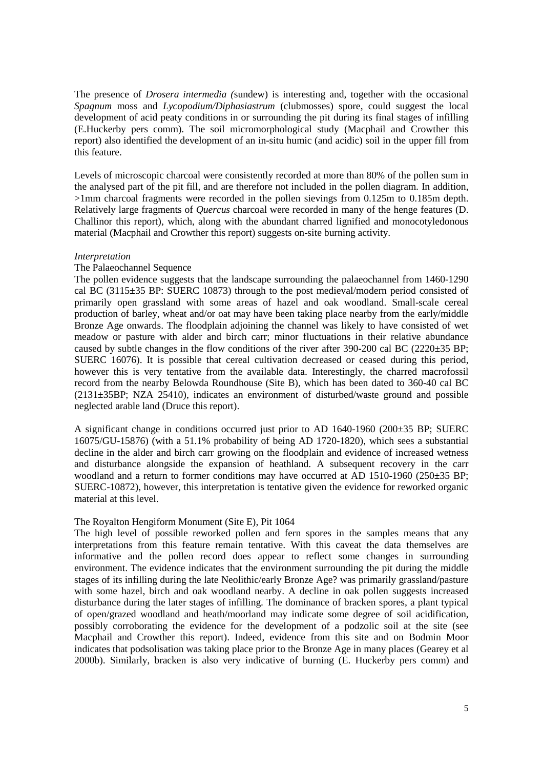The presence of *Drosera intermedia (*sundew) is interesting and, together with the occasional *Spagnum* moss and *Lycopodium/Diphasiastrum* (clubmosses) spore, could suggest the local development of acid peaty conditions in or surrounding the pit during its final stages of infilling (E.Huckerby pers comm). The soil micromorphological study (Macphail and Crowther this report) also identified the development of an in-situ humic (and acidic) soil in the upper fill from this feature.

Levels of microscopic charcoal were consistently recorded at more than 80% of the pollen sum in the analysed part of the pit fill, and are therefore not included in the pollen diagram. In addition, >1mm charcoal fragments were recorded in the pollen sievings from 0.125m to 0.185m depth. Relatively large fragments of *Quercus* charcoal were recorded in many of the henge features (D. Challinor this report), which, along with the abundant charred lignified and monocotyledonous material (Macphail and Crowther this report) suggests on-site burning activity.

*Interpretation*

The Palaeochannel Sequence

The pollen evidence suggests that the landscape surrounding the palaeochannel from 1460-1290 cal BC (3115±35 BP: SUERC 10873) through to the post medieval/modern period consisted of primarily open grassland with some areas of hazel and oak woodland. Small-scale cereal production of barley, wheat and/or oat may have been taking place nearby from the early/middle Bronze Age onwards. The floodplain adjoining the channel was likely to have consisted of wet meadow or pasture with alder and birch carr; minor fluctuations in their relative abundance caused by subtle changes in the flow conditions of the river after 390-200 cal BC (2220±35 BP; SUERC 16076). It is possible that cereal cultivation decreased or ceased during this period, however this is very tentative from the available data. Interestingly, the charred macrofossil record from the nearby Belowda Roundhouse (Site B), which has been dated to 360-40 cal BC (2131±35BP; NZA 25410), indicates an environment of disturbed/waste ground and possible neglected arable land (Druce this report).

A significant change in conditions occurred just prior to AD 1640-1960 (200±35 BP; SUERC 16075/GU-15876) (with a 51.1% probability of being AD 1720-1820), which sees a substantial decline in the alder and birch carr growing on the floodplain and evidence of increased wetness and disturbance alongside the expansion of heathland. A subsequent recovery in the carr woodland and a return to former conditions may have occurred at AD 1510-1960 (250±35 BP; SUERC-10872), however, this interpretation is tentative given the evidence for reworked organic material at this level.

The Royalton Hengiform Monument (Site E), Pit 1064

The high level of possible reworked pollen and fern spores in the samples means that any interpretations from this feature remain tentative. With this caveat the data themselves are informative and the pollen record does appear to reflect some changes in surrounding environment. The evidence indicates that the environment surrounding the pit during the middle stages of its infilling during the late Neolithic/early Bronze Age? was primarily grassland/pasture with some hazel, birch and oak woodland nearby. A decline in oak pollen suggests increased disturbance during the later stages of infilling. The dominance of bracken spores, a plant typical of open/grazed woodland and heath/moorland may indicate some degree of soil acidification, possibly corroborating the evidence for the development of a podzolic soil at the site (see Macphail and Crowther this report). Indeed, evidence from this site and on Bodmin Moor indicates that podsolisation was taking place prior to the Bronze Age in many places (Gearey et al 2000b). Similarly, bracken is also very indicative of burning (E. Huckerby pers comm) and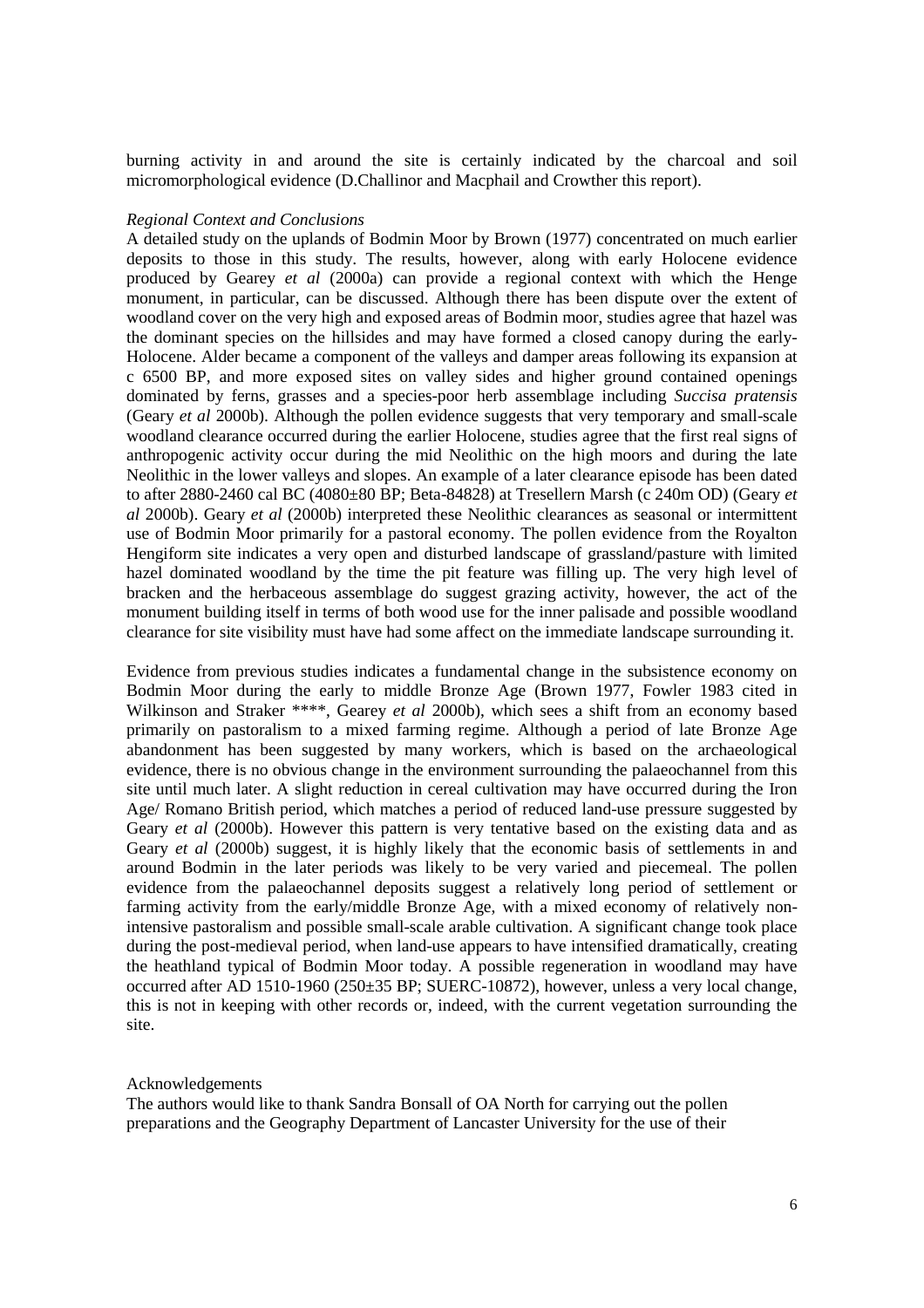burning activity in and around the site is certainly indicated by the charcoal and soil micromorphological evidence (D.Challinor and Macphail and Crowther this report).

*Regional Context and Conclusions*

A detailed study on the uplands of Bodmin Moor by Brown (1977) concentrated on much earlier deposits to those in this study. The results, however, along with early Holocene evidence produced by Gearey *et al* (2000a) can provide a regional context with which the Henge monument, in particular, can be discussed. Although there has been dispute over the extent of woodland cover on the very high and exposed areas of Bodmin moor, studies agree that hazel was the dominant species on the hillsides and may have formed a closed canopy during the early-Holocene. Alder became a component of the valleys and damper areas following its expansion at c 6500 BP, and more exposed sites on valley sides and higher ground contained openings dominated by ferns, grasses and a species-poor herb assemblage including *Succisa pratensis* (Geary *et al* 2000b). Although the pollen evidence suggests that very temporary and small-scale woodland clearance occurred during the earlier Holocene, studies agree that the first real signs of anthropogenic activity occur during the mid Neolithic on the high moors and during the late Neolithic in the lower valleys and slopes. An example of a later clearance episode has been dated to after 2880-2460 cal BC (4080±80 BP; Beta-84828) at Tresellern Marsh (c 240m OD) (Geary *et al* 2000b). Geary *et al* (2000b) interpreted these Neolithic clearances as seasonal or intermittent use of Bodmin Moor primarily for a pastoral economy. The pollen evidence from the Royalton Hengiform site indicates a very open and disturbed landscape of grassland/pasture with limited hazel dominated woodland by the time the pit feature was filling up. The very high level of bracken and the herbaceous assemblage do suggest grazing activity, however, the act of the monument building itself in terms of both wood use for the inner palisade and possible woodland clearance for site visibility must have had some affect on the immediate landscape surrounding it.

Evidence from previous studies indicates a fundamental change in the subsistence economy on Bodmin Moor during the early to middle Bronze Age (Brown 1977, Fowler 1983 cited in Wilkinson and Straker ****, Gearey *et al* 2000b), which sees a shift from an economy based primarily on pastoralism to a mixed farming regime. Although a period of late Bronze Age abandonment has been suggested by many workers, which is based on the archaeological evidence, there is no obvious change in the environment surrounding the palaeochannel from this site until much later. A slight reduction in cereal cultivation may have occurred during the Iron Age/ Romano British period, which matches a period of reduced land-use pressure suggested by Geary *et al* (2000b). However this pattern is very tentative based on the existing data and as Geary *et al* (2000b) suggest, it is highly likely that the economic basis of settlements in and around Bodmin in the later periods was likely to be very varied and piecemeal. The pollen evidence from the palaeochannel deposits suggest a relatively long period of settlement or farming activity from the early/middle Bronze Age, with a mixed economy of relatively non-intensive pastoralism and possible small-scale arable cultivation. A significant change took place during the post-medieval period, when land-use appears to have intensified dramatically, creating the heathland typical of Bodmin Moor today. A possible regeneration in woodland may have occurred after AD 1510-1960 (250±35 BP; SUERC-10872), however, unless a very local change, this is not in keeping with other records or, indeed, with the current vegetation surrounding the site.

Acknowledgements

The authors would like to thank Sandra Bonsall of OA North for carrying out the pollen preparations and the Geography Department of Lancaster University for the use of their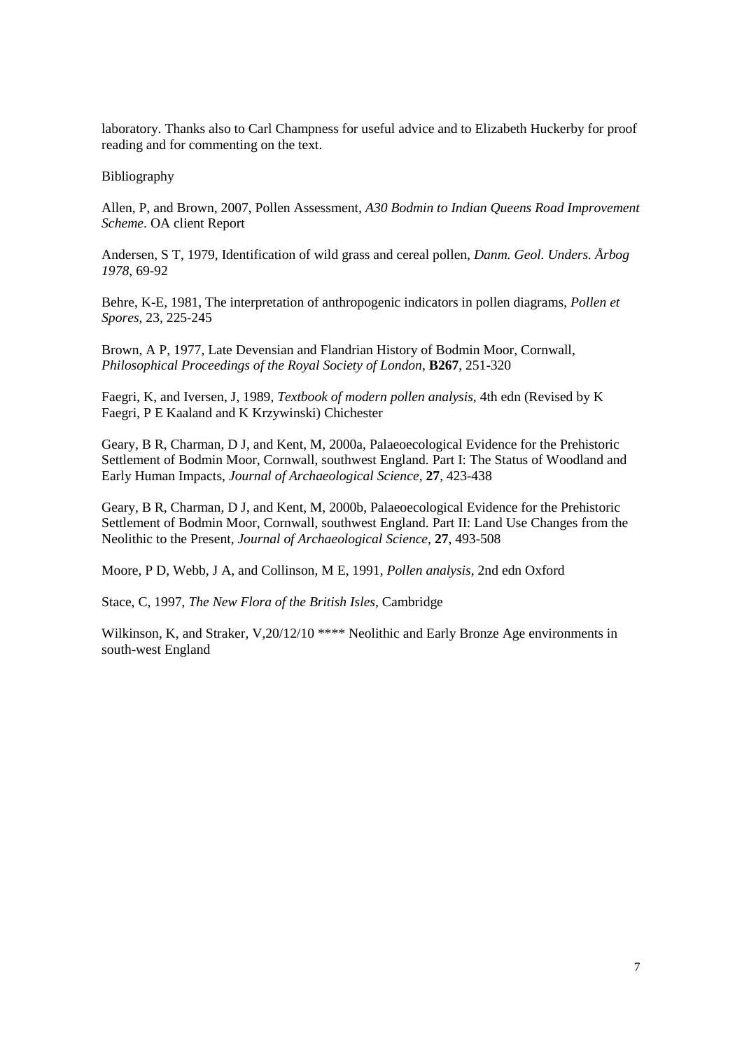laboratory. Thanks also to Carl Champness for useful advice and to Elizabeth Huckerby for proof reading and for commenting on the text.

Bibliography

Allen, P, and Brown, 2007, Pollen Assessment, *A30 Bodmin to Indian Queens Road Improvement Scheme*. OA client Report

Andersen, S T, 1979, Identification of wild grass and cereal pollen, *Danm. Geol. Unders. Årbog 1978*, 69-92

Behre, K-E, 1981, The interpretation of anthropogenic indicators in pollen diagrams, *Pollen et Spores*, 23, 225-245

Brown, A P, 1977, Late Devensian and Flandrian History of Bodmin Moor, Cornwall, *Philosophical Proceedings of the Royal Society of London*, **B267**, 251-320

Faegri, K, and Iversen, J, 1989, *Textbook of modern pollen analysis*, 4th edn (Revised by K Faegri, P E Kaaland and K Krzywinski) Chichester

Geary, B R, Charman, D J, and Kent, M, 2000a, Palaeoecological Evidence for the Prehistoric Settlement of Bodmin Moor, Cornwall, southwest England. Part I: The Status of Woodland and Early Human Impacts, *Journal of Archaeological Science*, **27**, 423-438

Geary, B R, Charman, D J, and Kent, M, 2000b, Palaeoecological Evidence for the Prehistoric Settlement of Bodmin Moor, Cornwall, southwest England. Part II: Land Use Changes from the Neolithic to the Present, *Journal of Archaeological Science*, **27**, 493-508

Moore, P D, Webb, J A, and Collinson, M E, 1991, *Pollen analysis*, 2nd edn Oxford

Stace, C, 1997, *The New Flora of the British Isles*, Cambridge

Wilkinson, K, and Straker, V,20/12/10 **** Neolithic and Early Bronze Age environments in south-west England